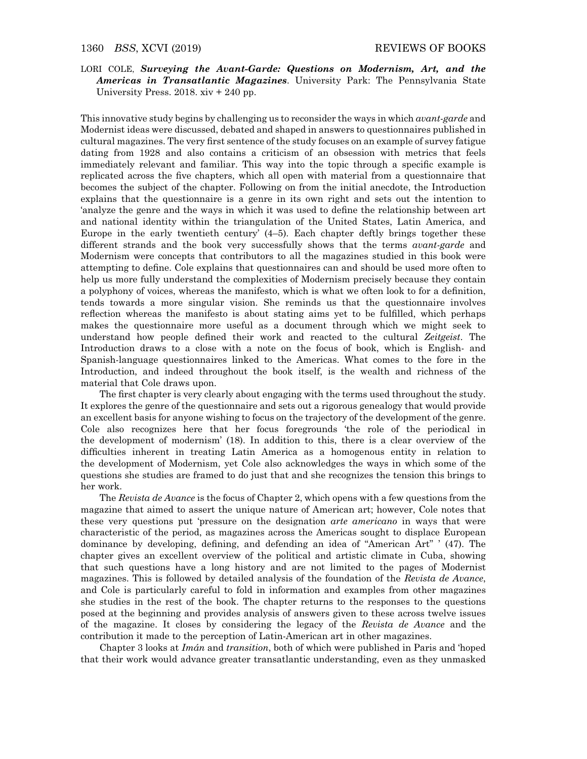LORI COLE, ***Surveying the Avant-Garde: Questions on Modernism, Art, and the Americas in Transatlantic Magazines***. University Park: The Pennsylvania State University Press. 2018. xiv + 240 pp.

This innovative study begins by challenging us to reconsider the ways in which *avant-garde* and Modernist ideas were discussed, debated and shaped in answers to questionnaires published in cultural magazines. The very first sentence of the study focuses on an example of survey fatigue dating from 1928 and also contains a criticism of an obsession with metrics that feels immediately relevant and familiar. This way into the topic through a specific example is replicated across the five chapters, which all open with material from a questionnaire that becomes the subject of the chapter. Following on from the initial anecdote, the Introduction explains that the questionnaire is a genre in its own right and sets out the intention to 'analyze the genre and the ways in which it was used to define the relationship between art and national identity within the triangulation of the United States, Latin America, and Europe in the early twentieth century' (4–5). Each chapter deftly brings together these different strands and the book very successfully shows that the terms *avant-garde* and Modernism were concepts that contributors to all the magazines studied in this book were attempting to define. Cole explains that questionnaires can and should be used more often to help us more fully understand the complexities of Modernism precisely because they contain a polyphony of voices, whereas the manifesto, which is what we often look to for a definition, tends towards a more singular vision. She reminds us that the questionnaire involves reflection whereas the manifesto is about stating aims yet to be fulfilled, which perhaps makes the questionnaire more useful as a document through which we might seek to understand how people defined their work and reacted to the cultural *Zeitgeist*. The Introduction draws to a close with a note on the focus of book, which is English- and Spanish-language questionnaires linked to the Americas. What comes to the fore in the Introduction, and indeed throughout the book itself, is the wealth and richness of the material that Cole draws upon.

The first chapter is very clearly about engaging with the terms used throughout the study. It explores the genre of the questionnaire and sets out a rigorous genealogy that would provide an excellent basis for anyone wishing to focus on the trajectory of the development of the genre. Cole also recognizes here that her focus foregrounds 'the role of the periodical in the development of modernism' (18). In addition to this, there is a clear overview of the difficulties inherent in treating Latin America as a homogenous entity in relation to the development of Modernism, yet Cole also acknowledges the ways in which some of the questions she studies are framed to do just that and she recognizes the tension this brings to her work.

The *Revista de Avance* is the focus of Chapter 2, which opens with a few questions from the magazine that aimed to assert the unique nature of American art; however, Cole notes that these very questions put 'pressure on the designation *arte americano* in ways that were characteristic of the period, as magazines across the Americas sought to displace European dominance by developing, defining, and defending an idea of "American Art" ' (47). The chapter gives an excellent overview of the political and artistic climate in Cuba, showing that such questions have a long history and are not limited to the pages of Modernist magazines. This is followed by detailed analysis of the foundation of the *Revista de Avance*, and Cole is particularly careful to fold in information and examples from other magazines she studies in the rest of the book. The chapter returns to the responses to the questions posed at the beginning and provides analysis of answers given to these across twelve issues of the magazine. It closes by considering the legacy of the *Revista de Avance* and the contribution it made to the perception of Latin-American art in other magazines.

Chapter 3 looks at *Imán* and *transition*, both of which were published in Paris and 'hoped that their work would advance greater transatlantic understanding, even as they unmasked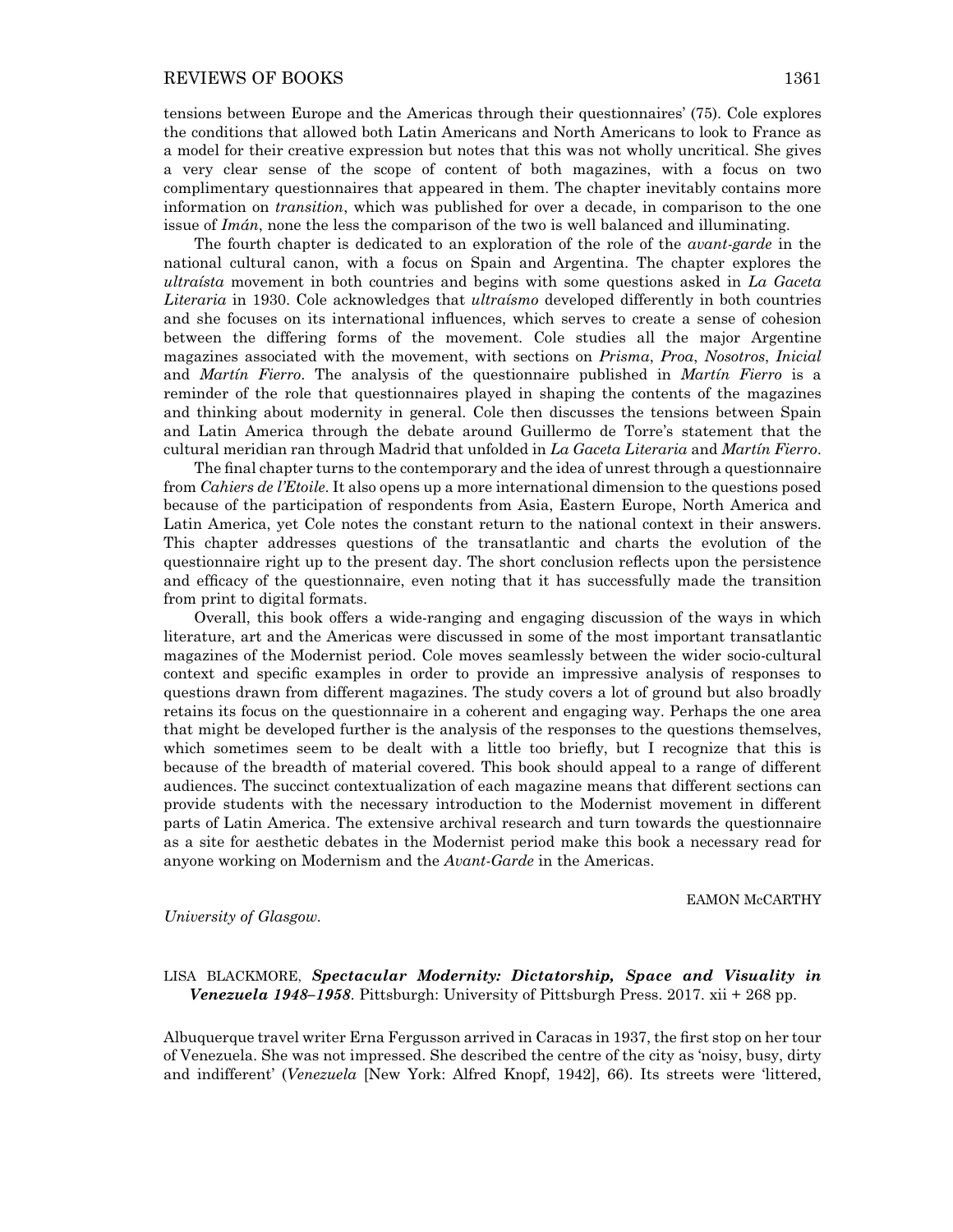tensions between Europe and the Americas through their questionnaires' (75). Cole explores the conditions that allowed both Latin Americans and North Americans to look to France as a model for their creative expression but notes that this was not wholly uncritical. She gives a very clear sense of the scope of content of both magazines, with a focus on two complimentary questionnaires that appeared in them. The chapter inevitably contains more information on *transition*, which was published for over a decade, in comparison to the one issue of *Imán*, none the less the comparison of the two is well balanced and illuminating.

The fourth chapter is dedicated to an exploration of the role of the *avant-garde* in the national cultural canon, with a focus on Spain and Argentina. The chapter explores the *ultraísta* movement in both countries and begins with some questions asked in *La Gaceta Literaria* in 1930. Cole acknowledges that *ultraísmo* developed differently in both countries and she focuses on its international influences, which serves to create a sense of cohesion between the differing forms of the movement. Cole studies all the major Argentine magazines associated with the movement, with sections on *Prisma*, *Proa*, *Nosotros*, *Inicial* and *Martín Fierro*. The analysis of the questionnaire published in *Martín Fierro* is a reminder of the role that questionnaires played in shaping the contents of the magazines and thinking about modernity in general. Cole then discusses the tensions between Spain and Latin America through the debate around Guillermo de Torre's statement that the cultural meridian ran through Madrid that unfolded in *La Gaceta Literaria* and *Martín Fierro*.

The final chapter turns to the contemporary and the idea of unrest through a questionnaire from *Cahiers de l'Etoile*. It also opens up a more international dimension to the questions posed because of the participation of respondents from Asia, Eastern Europe, North America and Latin America, yet Cole notes the constant return to the national context in their answers. This chapter addresses questions of the transatlantic and charts the evolution of the questionnaire right up to the present day. The short conclusion reflects upon the persistence and efficacy of the questionnaire, even noting that it has successfully made the transition from print to digital formats.

Overall, this book offers a wide-ranging and engaging discussion of the ways in which literature, art and the Americas were discussed in some of the most important transatlantic magazines of the Modernist period. Cole moves seamlessly between the wider socio-cultural context and specific examples in order to provide an impressive analysis of responses to questions drawn from different magazines. The study covers a lot of ground but also broadly retains its focus on the questionnaire in a coherent and engaging way. Perhaps the one area that might be developed further is the analysis of the responses to the questions themselves, which sometimes seem to be dealt with a little too briefly, but I recognize that this is because of the breadth of material covered. This book should appeal to a range of different audiences. The succinct contextualization of each magazine means that different sections can provide students with the necessary introduction to the Modernist movement in different parts of Latin America. The extensive archival research and turn towards the questionnaire as a site for aesthetic debates in the Modernist period make this book a necessary read for anyone working on Modernism and the *Avant-Garde* in the Americas.

EAMON McCARTHY

*University of Glasgow.*

LISA BLACKMORE, ***Spectacular Modernity: Dictatorship, Space and Visuality in Venezuela 1948–1958***. Pittsburgh: University of Pittsburgh Press. 2017. xii + 268 pp.

Albuquerque travel writer Erna Fergusson arrived in Caracas in 1937, the first stop on her tour of Venezuela. She was not impressed. She described the centre of the city as 'noisy, busy, dirty and indifferent' (*Venezuela* [New York: Alfred Knopf, 1942], 66). Its streets were 'littered,